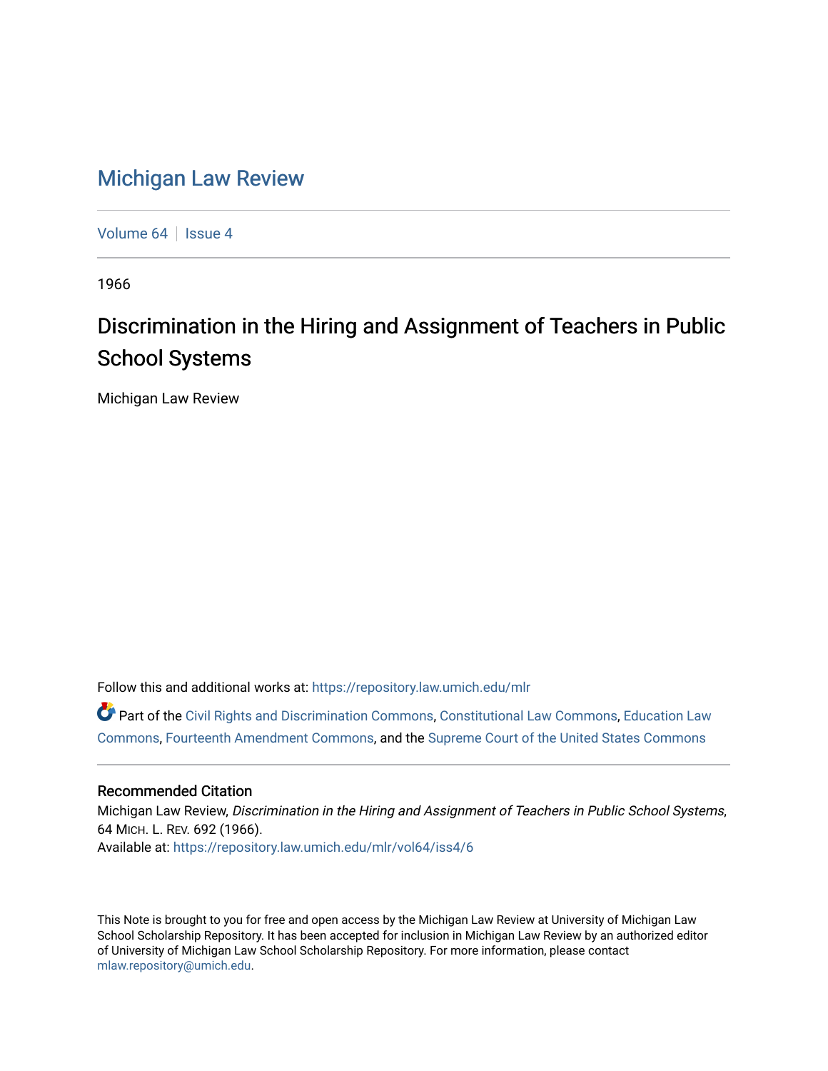# Michigan Law Review

Volume 64 | Issue 4

1966

## Discrimination in the Hiring and Assignment of Teachers in Public School Systems

Michigan Law Review

Follow this and additional works at: https://repository.law.umich.edu/mlr

Part of the Civil Rights and Discrimination Commons, Constitutional Law Commons, Education Law Commons, Fourteenth Amendment Commons, and the Supreme Court of the United States Commons

### Recommended Citation

Michigan Law Review, *Discrimination in the Hiring and Assignment of Teachers in Public School Systems*, 64 MICH. L. REV. 692 (1966).
Available at: https://repository.law.umich.edu/mlr/vol64/iss4/6

This Note is brought to you for free and open access by the Michigan Law Review at University of Michigan Law School Scholarship Repository. It has been accepted for inclusion in Michigan Law Review by an authorized editor of University of Michigan Law School Scholarship Repository. For more information, please contact mlaw.repository@umich.edu.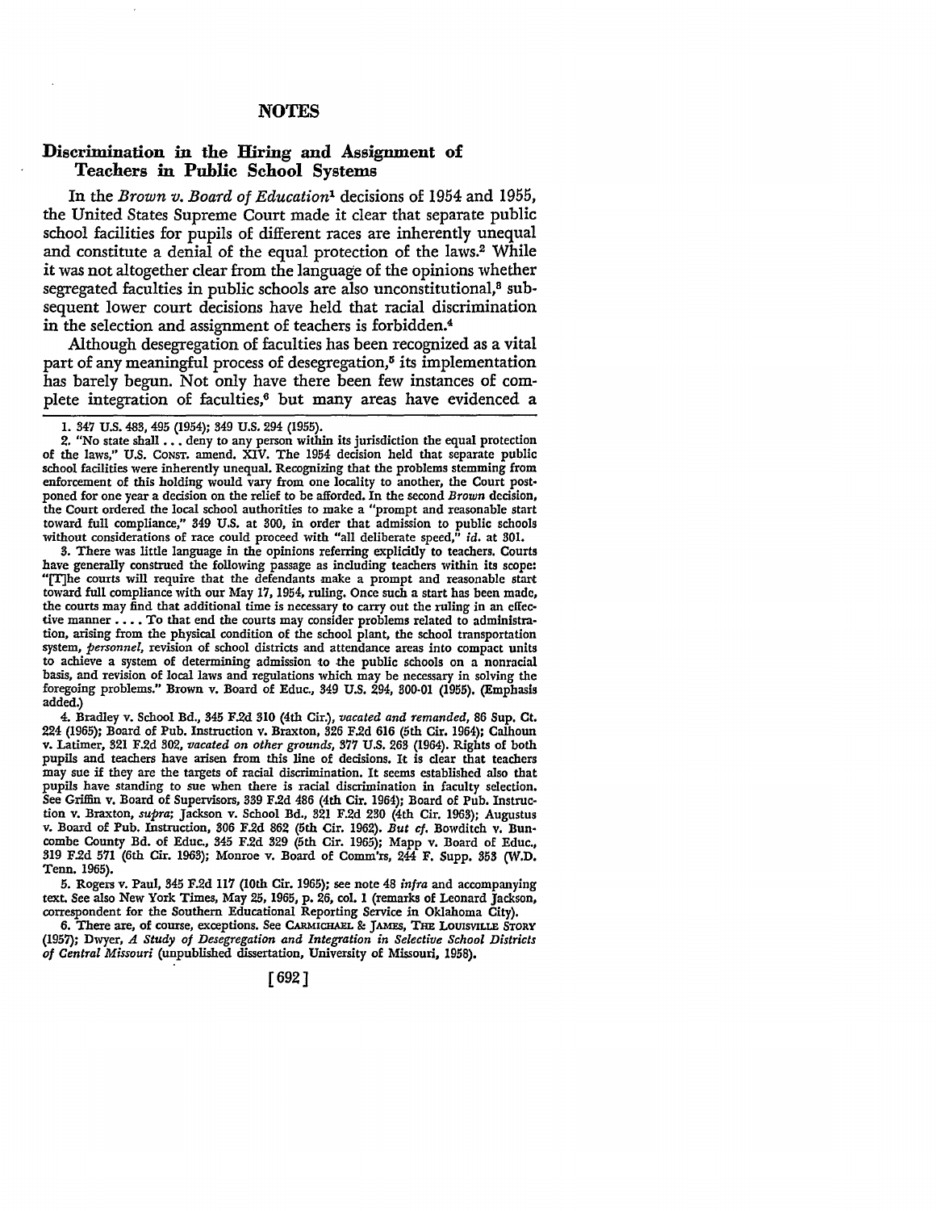## NOTES

### Discrimination in the Hiring and Assignment of Teachers in Public School Systems

In the *Brown v. Board of Education*[1] decisions of 1954 and 1955, the United States Supreme Court made it clear that separate public school facilities for pupils of different races are inherently unequal and constitute a denial of the equal protection of the laws.[2] While it was not altogether clear from the language of the opinions whether segregated faculties in public schools are also unconstitutional,[3] subsequent lower court decisions have held that racial discrimination in the selection and assignment of teachers is forbidden.[4]

Although desegregation of faculties has been recognized as a vital part of any meaningful process of desegregation,[5] its implementation has barely begun. Not only have there been few instances of complete integration of faculties,[6] but many areas have evidenced a

---

1. 347 U.S. 483, 495 (1954); 349 U.S. 294 (1955).

2. "No state shall . . . deny to any person within its jurisdiction the equal protection of the laws," U.S. CONST. amend. XIV. The 1954 decision held that separate public school facilities were inherently unequal. Recognizing that the problems stemming from enforcement of this holding would vary from one locality to another, the Court postponed for one year a decision on the relief to be afforded. In the second *Brown* decision, the Court ordered the local school authorities to make a "prompt and reasonable start toward full compliance," 349 U.S. at 300, in order that admission to public schools without considerations of race could proceed with "all deliberate speed," *id.* at 301.

3. There was little language in the opinions referring explicitly to teachers. Courts have generally construed the following passage as including teachers within its scope: "[T]he courts will require that the defendants make a prompt and reasonable start toward full compliance with our May 17, 1954, ruling. Once such a start has been made, the courts may find that additional time is necessary to carry out the ruling in an effective manner . . . . To that end the courts may consider problems related to administration, arising from the physical condition of the school plant, the school transportation system, *personnel*, revision of school districts and attendance areas into compact units to achieve a system of determining admission to the public schools on a nonracial basis, and revision of local laws and regulations which may be necessary in solving the foregoing problems." Brown v. Board of Educ., 349 U.S. 294, 300-01 (1955). (Emphasis added.)

4. Bradley v. School Bd., 345 F.2d 310 (4th Cir.), *vacated and remanded*, 86 Sup. Ct. 224 (1965); Board of Pub. Instruction v. Braxton, 326 F.2d 616 (5th Cir. 1964); Calhoun v. Latimer, 321 F.2d 302, *vacated on other grounds*, 377 U.S. 263 (1964). Rights of both pupils and teachers have arisen from this line of decisions. It is clear that teachers may sue if they are the targets of racial discrimination. It seems established also that pupils have standing to sue when there is racial discrimination in faculty selection. See Griffin v. Board of Supervisors, 339 F.2d 486 (4th Cir. 1964); Board of Pub. Instruction v. Braxton, *supra*; Jackson v. School Bd., 321 F.2d 230 (4th Cir. 1963); Augustus v. Board of Pub. Instruction, 306 F.2d 862 (5th Cir. 1962). *But cf.* Bowditch v. Buncombe County Bd. of Educ., 345 F.2d 329 (5th Cir. 1965); Mapp v. Board of Educ., 319 F.2d 571 (6th Cir. 1963); Monroe v. Board of Comm'rs, 244 F. Supp. 353 (W.D. Tenn. 1965).

5. Rogers v. Paul, 345 F.2d 117 (10th Cir. 1965); see note 48 *infra* and accompanying text. See also New York Times, May 25, 1965, p. 26, col. 1 (remarks of Leonard Jackson, correspondent for the Southern Educational Reporting Service in Oklahoma City).

6. There are, of course, exceptions. See CARMICHAEL & JAMES, THE LOUISVILLE STORY (1957); Dwyer, *A Study of Desegregation and Integration in Selective School Districts of Central Missouri* (unpublished dissertation, University of Missouri, 1958).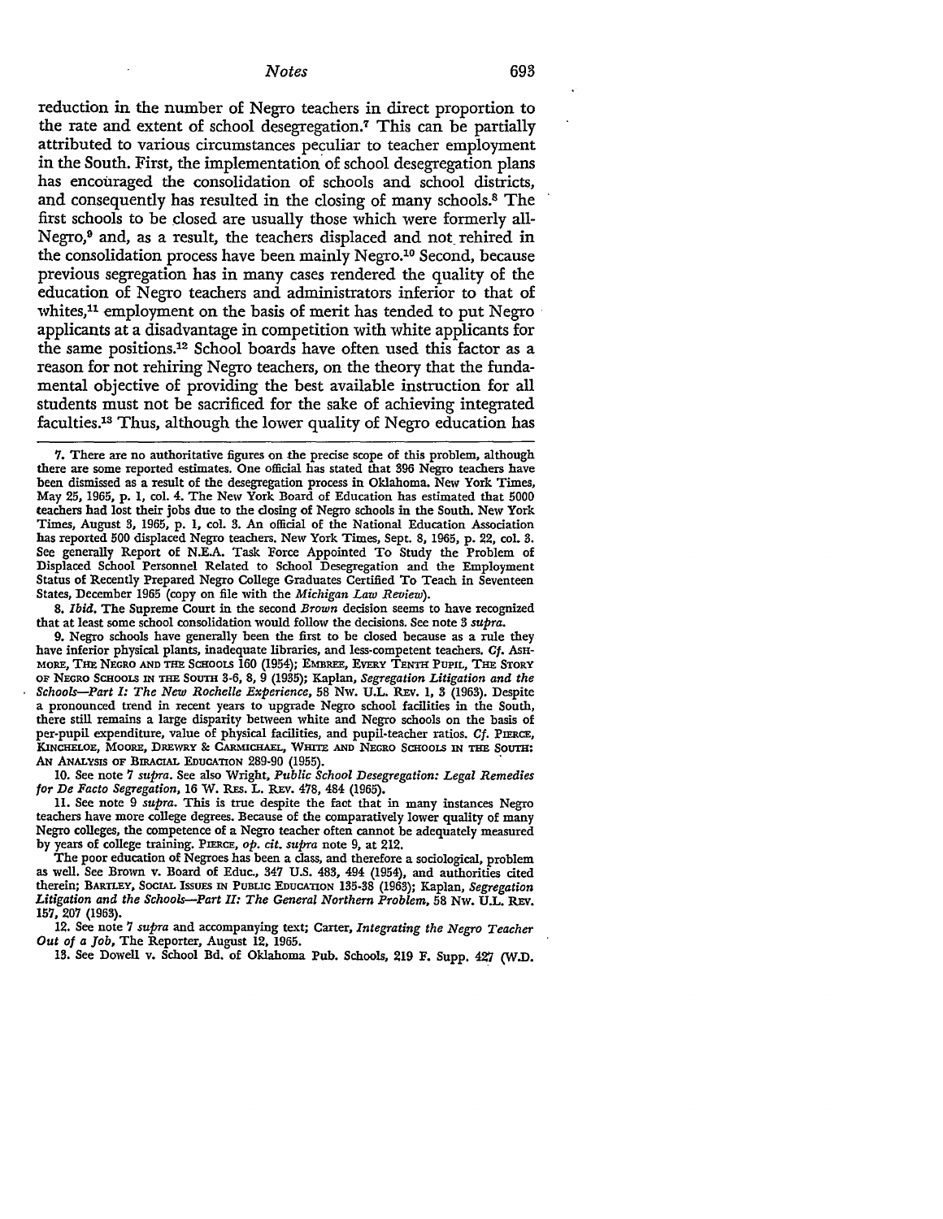reduction in the number of Negro teachers in direct proportion to the rate and extent of school desegregation.[7] This can be partially attributed to various circumstances peculiar to teacher employment in the South. First, the implementation of school desegregation plans has encouraged the consolidation of schools and school districts, and consequently has resulted in the closing of many schools.[8] The first schools to be closed are usually those which were formerly all-Negro,[9] and, as a result, the teachers displaced and not rehired in the consolidation process have been mainly Negro.[10] Second, because previous segregation has in many cases rendered the quality of the education of Negro teachers and administrators inferior to that of whites,[11] employment on the basis of merit has tended to put Negro applicants at a disadvantage in competition with white applicants for the same positions.[12] School boards have often used this factor as a reason for not rehiring Negro teachers, on the theory that the fundamental objective of providing the best available instruction for all students must not be sacrificed for the sake of achieving integrated faculties.[13] Thus, although the lower quality of Negro education has

---

7. There are no authoritative figures on the precise scope of this problem, although there are some reported estimates. One official has stated that 396 Negro teachers have been dismissed as a result of the desegregation process in Oklahoma. New York Times, May 25, 1965, p. 1, col. 4. The New York Board of Education has estimated that 5000 teachers had lost their jobs due to the closing of Negro schools in the South. New York Times, August 3, 1965, p. 1, col. 3. An official of the National Education Association has reported 500 displaced Negro teachers. New York Times, Sept. 8, 1965, p. 22, col. 3. See generally Report of N.E.A. Task Force Appointed To Study the Problem of Displaced School Personnel Related to School Desegregation and the Employment Status of Recently Prepared Negro College Graduates Certified To Teach in Seventeen States, December 1965 (copy on file with the *Michigan Law Review*).

8. *Ibid.* The Supreme Court in the second *Brown* decision seems to have recognized that at least some school consolidation would follow the decisions. See note 3 *supra.*

9. Negro schools have generally been the first to be closed because as a rule they have inferior physical plants, inadequate libraries, and less-competent teachers. *Cf.* ASHMORE, THE NEGRO AND THE SCHOOLS 160 (1954); EMBREE, EVERY TENTH PUPIL, THE STORY OF NEGRO SCHOOLS IN THE SOUTH 3-6, 8, 9 (1935); Kaplan, *Segregation Litigation and the Schools—Part I: The New Rochelle Experience*, 58 NW. U.L. REV. 1, 3 (1963). Despite a pronounced trend in recent years to upgrade Negro school facilities in the South, there still remains a large disparity between white and Negro schools on the basis of per-pupil expenditure, value of physical facilities, and pupil-teacher ratios. *Cf.* PIERCE, KINCHELOE, MOORE, DREWRY & CARMICHAEL, WHITE AND NEGRO SCHOOLS IN THE SOUTH: AN ANALYSIS OF BIRACIAL EDUCATION 289-90 (1955).

10. See note 7 *supra.* See also Wright, *Public School Desegregation: Legal Remedies for De Facto Segregation*, 16 W. RES. L. REV. 478, 484 (1965).

11. See note 9 *supra.* This is true despite the fact that in many instances Negro teachers have more college degrees. Because of the comparatively lower quality of many Negro colleges, the competence of a Negro teacher often cannot be adequately measured by years of college training. PIERCE, *op. cit. supra* note 9, at 212.

The poor education of Negroes has been a class, and therefore a sociological, problem as well. See Brown v. Board of Educ., 347 U.S. 483, 494 (1954), and authorities cited therein; BARTLEY, SOCIAL ISSUES IN PUBLIC EDUCATION 135-38 (1963); Kaplan, *Segregation Litigation and the Schools—Part II: The General Northern Problem*, 58 NW. U.L. REV. 157, 207 (1963).

12. See note 7 *supra* and accompanying text; Carter, *Integrating the Negro Teacher Out of a Job*, The Reporter, August 12, 1965.

13. See Dowell v. School Bd. of Oklahoma Pub. Schools, 219 F. Supp. 427 (W.D.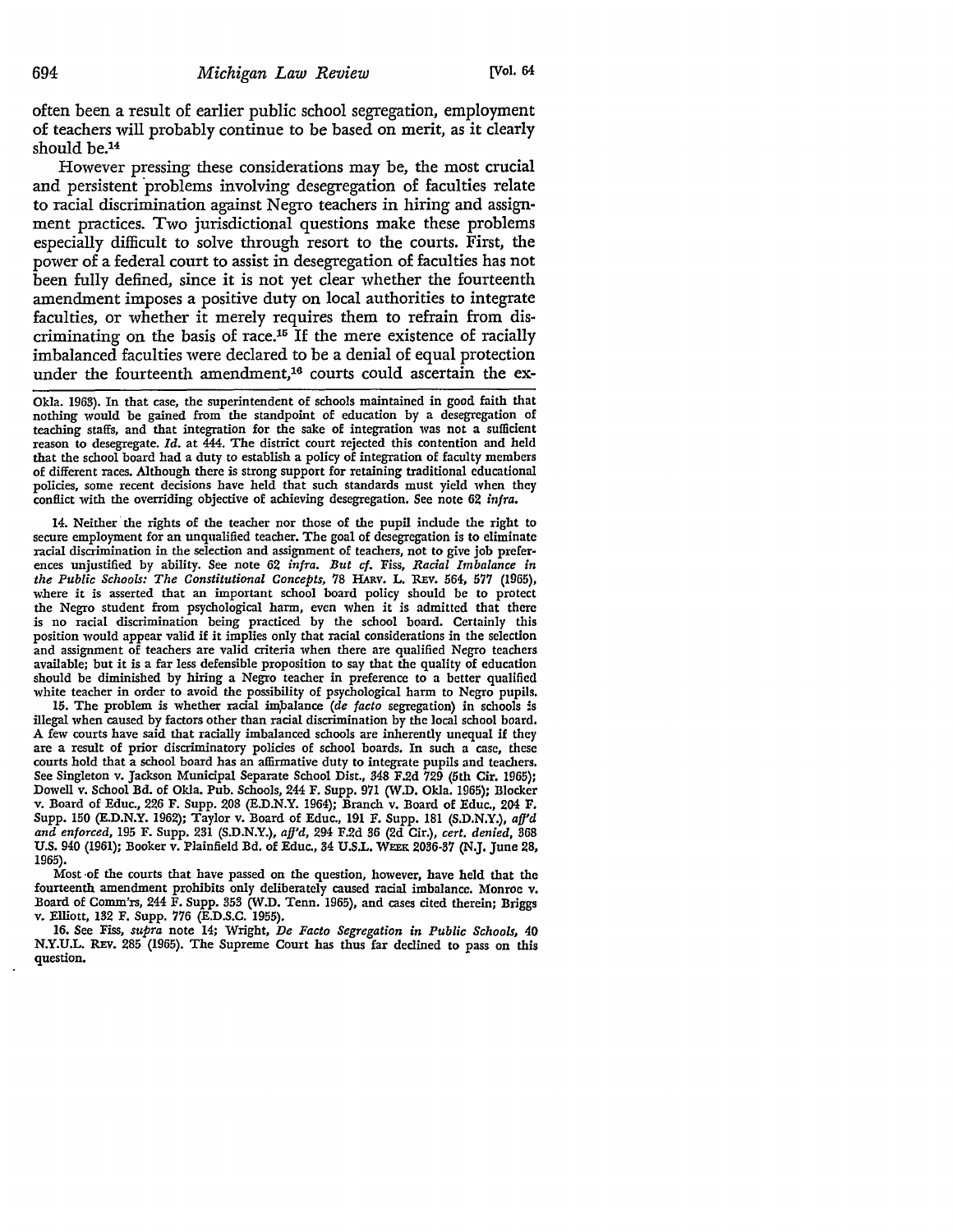often been a result of earlier public school segregation, employment of teachers will probably continue to be based on merit, as it clearly should be.[14]

However pressing these considerations may be, the most crucial and persistent problems involving desegregation of faculties relate to racial discrimination against Negro teachers in hiring and assignment practices. Two jurisdictional questions make these problems especially difficult to solve through resort to the courts. First, the power of a federal court to assist in desegregation of faculties has not been fully defined, since it is not yet clear whether the fourteenth amendment imposes a positive duty on local authorities to integrate faculties, or whether it merely requires them to refrain from discriminating on the basis of race.[15] If the mere existence of racially imbalanced faculties were declared to be a denial of equal protection under the fourteenth amendment,[16] courts could ascertain the ex-

---

Okla. 1963). In that case, the superintendent of schools maintained in good faith that nothing would be gained from the standpoint of education by a desegregation of teaching staffs, and that integration for the sake of integration was not a sufficient reason to desegregate. *Id.* at 444. The district court rejected this contention and held that the school board had a duty to establish a policy of integration of faculty members of different races. Although there is strong support for retaining traditional educational policies, some recent decisions have held that such standards must yield when they conflict with the overriding objective of achieving desegregation. See note 62 *infra.*

14. Neither the rights of the teacher nor those of the pupil include the right to secure employment for an unqualified teacher. The goal of desegregation is to eliminate racial discrimination in the selection and assignment of teachers, not to give job preferences unjustified by ability. See note 62 *infra. But cf.* Fiss, *Racial Imbalance in the Public Schools: The Constitutional Concepts,* 78 HARV. L. REV. 564, 577 (1965), where it is asserted that an important school board policy should be to protect the Negro student from psychological harm, even when it is admitted that there is no racial discrimination being practiced by the school board. Certainly this position would appear valid if it implies only that racial considerations in the selection and assignment of teachers are valid criteria when there are qualified Negro teachers available; but it is a far less defensible proposition to say that the quality of education should be diminished by hiring a Negro teacher in preference to a better qualified white teacher in order to avoid the possibility of psychological harm to Negro pupils.

15. The problem is whether racial imbalance (*de facto* segregation) in schools is illegal when caused by factors other than racial discrimination by the local school board. A few courts have said that racially imbalanced schools are inherently unequal if they are a result of prior discriminatory policies of school boards. In such a case, these courts hold that a school board has an affirmative duty to integrate pupils and teachers. See Singleton v. Jackson Municipal Separate School Dist., 348 F.2d 729 (5th Cir. 1965); Dowell v. School Bd. of Okla. Pub. Schools, 244 F. Supp. 971 (W.D. Okla. 1965); Blocker v. Board of Educ., 226 F. Supp. 208 (E.D.N.Y. 1964); Branch v. Board of Educ., 204 F. Supp. 150 (E.D.N.Y. 1962); Taylor v. Board of Educ., 191 F. Supp. 181 (S.D.N.Y.), *aff'd and enforced,* 195 F. Supp. 231 (S.D.N.Y.), *aff'd,* 294 F.2d 36 (2d Cir.), *cert. denied,* 368 U.S. 940 (1961); Booker v. Plainfield Bd. of Educ., 34 U.S.L. WEEK 2036-37 (N.J. June 28, 1965).

Most of the courts that have passed on the question, however, have held that the fourteenth amendment prohibits only deliberately caused racial imbalance. Monroe v. Board of Comm'rs, 244 F. Supp. 353 (W.D. Tenn. 1965), and cases cited therein; Briggs v. Elliott, 132 F. Supp. 776 (E.D.S.C. 1955).

16. See Fiss, *supra* note 14; Wright, *De Facto Segregation in Public Schools,* 40 N.Y.U.L. REV. 285 (1965). The Supreme Court has thus far declined to pass on this question.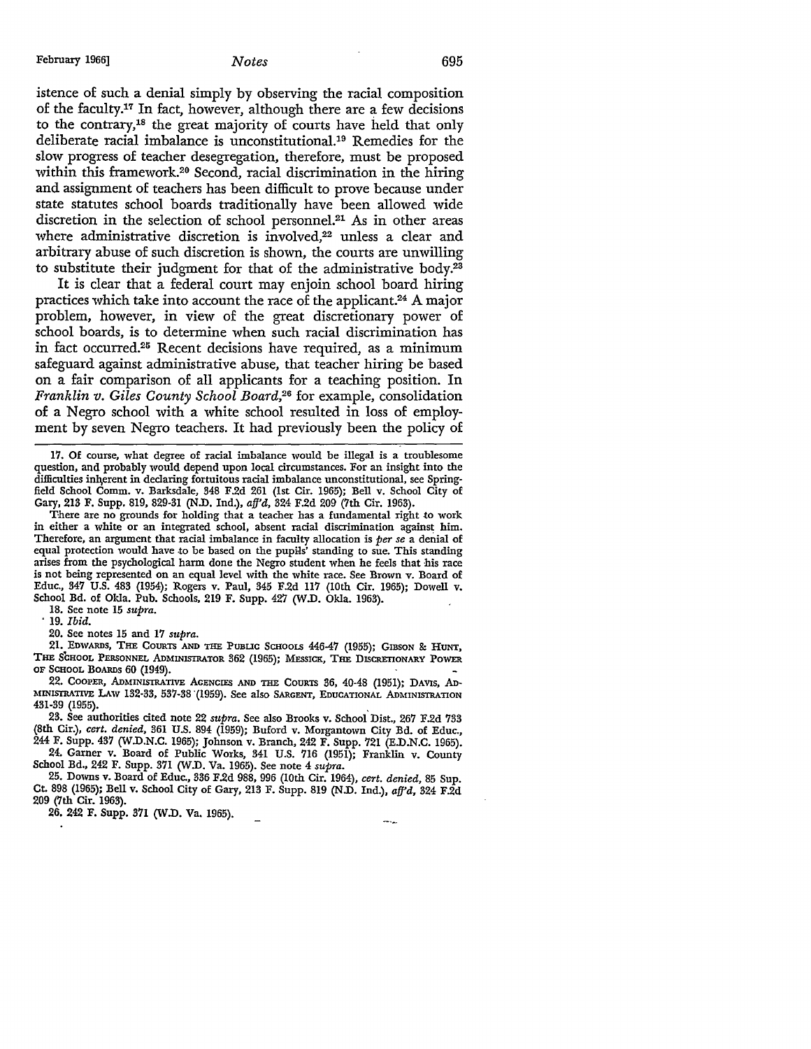istence of such a denial simply by observing the racial composition of the faculty.[17] In fact, however, although there are a few decisions to the contrary,[18] the great majority of courts have held that only deliberate racial imbalance is unconstitutional.[19] Remedies for the slow progress of teacher desegregation, therefore, must be proposed within this framework.[20] Second, racial discrimination in the hiring and assignment of teachers has been difficult to prove because under state statutes school boards traditionally have been allowed wide discretion in the selection of school personnel.[21] As in other areas where administrative discretion is involved,[22] unless a clear and arbitrary abuse of such discretion is shown, the courts are unwilling to substitute their judgment for that of the administrative body.[23]

It is clear that a federal court may enjoin school board hiring practices which take into account the race of the applicant.[24] A major problem, however, in view of the great discretionary power of school boards, is to determine when such racial discrimination has in fact occurred.[25] Recent decisions have required, as a minimum safeguard against administrative abuse, that teacher hiring be based on a fair comparison of all applicants for a teaching position. In *Franklin v. Giles County School Board*,[26] for example, consolidation of a Negro school with a white school resulted in loss of employment by seven Negro teachers. It had previously been the policy of

---

17. Of course, what degree of racial imbalance would be illegal is a troublesome question, and probably would depend upon local circumstances. For an insight into the difficulties inherent in declaring fortuitous racial imbalance unconstitutional, see Springfield School Comm. v. Barksdale, 348 F.2d 261 (1st Cir. 1965); Bell v. School City of Gary, 213 F. Supp. 819, 829-31 (N.D. Ind.), *aff'd*, 324 F.2d 209 (7th Cir. 1963).

There are no grounds for holding that a teacher has a fundamental right to work in either a white or an integrated school, absent racial discrimination against him. Therefore, an argument that racial imbalance in faculty allocation is *per se* a denial of equal protection would have to be based on the pupils' standing to sue. This standing arises from the psychological harm done the Negro student when he feels that his race is not being represented on an equal level with the white race. See Brown v. Board of Educ., 347 U.S. 483 (1954); Rogers v. Paul, 345 F.2d 117 (10th Cir. 1965); Dowell v. School Bd. of Okla. Pub. Schools, 219 F. Supp. 427 (W.D. Okla. 1963).

18. See note 15 *supra*.

19. *Ibid.*

20. See notes 15 and 17 *supra*.

21. Edwards, The Courts and the Public Schools 446-47 (1955); Gibson & Hunt, The School Personnel Administrator 362 (1965); Messick, The Discretionary Power of School Boards 60 (1949).

22. Cooper, Administrative Agencies and the Courts 36, 40-48 (1951); Davis, Administrative Law 132-33, 537-38 (1959). See also Sargent, Educational Administration 431-39 (1955).

23. See authorities cited note 22 *supra*. See also Brooks v. School Dist., 267 F.2d 733 (8th Cir.), *cert. denied*, 361 U.S. 894 (1959); Buford v. Morgantown City Bd. of Educ., 244 F. Supp. 437 (W.D.N.C. 1965); Johnson v. Branch, 242 F. Supp. 721 (E.D.N.C. 1965).

24. Garner v. Board of Public Works, 341 U.S. 716 (1951); Franklin v. County School Bd., 242 F. Supp. 371 (W.D. Va. 1965). See note 4 *supra*.

25. Downs v. Board of Educ., 336 F.2d 988, 996 (10th Cir. 1964), *cert. denied*, 85 Sup. Ct. 898 (1965); Bell v. School City of Gary, 213 F. Supp. 819 (N.D. Ind.), *aff'd*, 324 F.2d 209 (7th Cir. 1963).

26. 242 F. Supp. 371 (W.D. Va. 1965).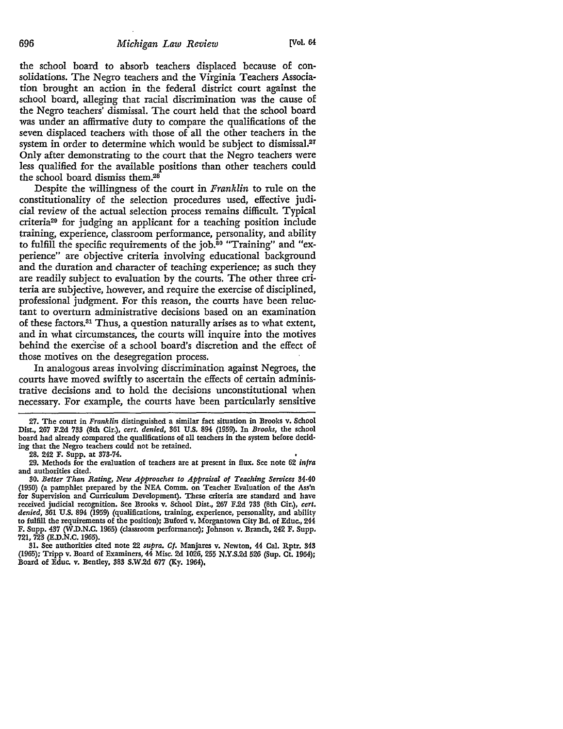the school board to absorb teachers displaced because of consolidations. The Negro teachers and the Virginia Teachers Association brought an action in the federal district court against the school board, alleging that racial discrimination was the cause of the Negro teachers' dismissal. The court held that the school board was under an affirmative duty to compare the qualifications of the seven displaced teachers with those of all the other teachers in the system in order to determine which would be subject to dismissal.[27] Only after demonstrating to the court that the Negro teachers were less qualified for the available positions than other teachers could the school board dismiss them.[28]

Despite the willingness of the court in *Franklin* to rule on the constitutionality of the selection procedures used, effective judicial review of the actual selection process remains difficult. Typical criteria[29] for judging an applicant for a teaching position include training, experience, classroom performance, personality, and ability to fulfill the specific requirements of the job.[30] "Training" and "experience" are objective criteria involving educational background and the duration and character of teaching experience; as such they are readily subject to evaluation by the courts. The other three criteria are subjective, however, and require the exercise of disciplined, professional judgment. For this reason, the courts have been reluctant to overturn administrative decisions based on an examination of these factors.[31] Thus, a question naturally arises as to what extent, and in what circumstances, the courts will inquire into the motives behind the exercise of a school board's discretion and the effect of those motives on the desegregation process.

In analogous areas involving discrimination against Negroes, the courts have moved swiftly to ascertain the effects of certain administrative decisions and to hold the decisions unconstitutional when necessary. For example, the courts have been particularly sensitive

---

27. The court in *Franklin* distinguished a similar fact situation in Brooks v. School Dist., 267 F.2d 733 (8th Cir.), *cert. denied*, 361 U.S. 894 (1959). In *Brooks*, the school board had already compared the qualifications of all teachers in the system before deciding that the Negro teachers could not be retained.

28. 242 F. Supp. at 373-74.

29. Methods for the evaluation of teachers are at present in flux. See note 62 *infra* and authorities cited.

30. *Better Than Rating, New Approaches to Appraisal of Teaching Services* 34-40 (1950) (a pamphlet prepared by the NEA Comm. on Teacher Evaluation of the Ass'n for Supervision and Curriculum Development). These criteria are standard and have received judicial recognition. See Brooks v. School Dist., 267 F.2d 733 (8th Cir.), *cert. denied*, 361 U.S. 894 (1959) (qualifications, training, experience, personality, and ability to fulfill the requirements of the position); Buford v. Morgantown City Bd. of Educ., 244 F. Supp. 437 (W.D.N.C. 1965) (classroom performance); Johnson v. Branch, 242 F. Supp. 721, 723 (E.D.N.C. 1965).

31. See authorities cited note 22 *supra*. *Cf.* Manjares v. Newton, 44 Cal. Rptr. 343 (1965); Tripp v. Board of Examiners, 44 Misc. 2d 1026, 255 N.Y.S.2d 526 (Sup. Ct. 1964); Board of Educ. v. Bentley, 383 S.W.2d 677 (Ky. 1964).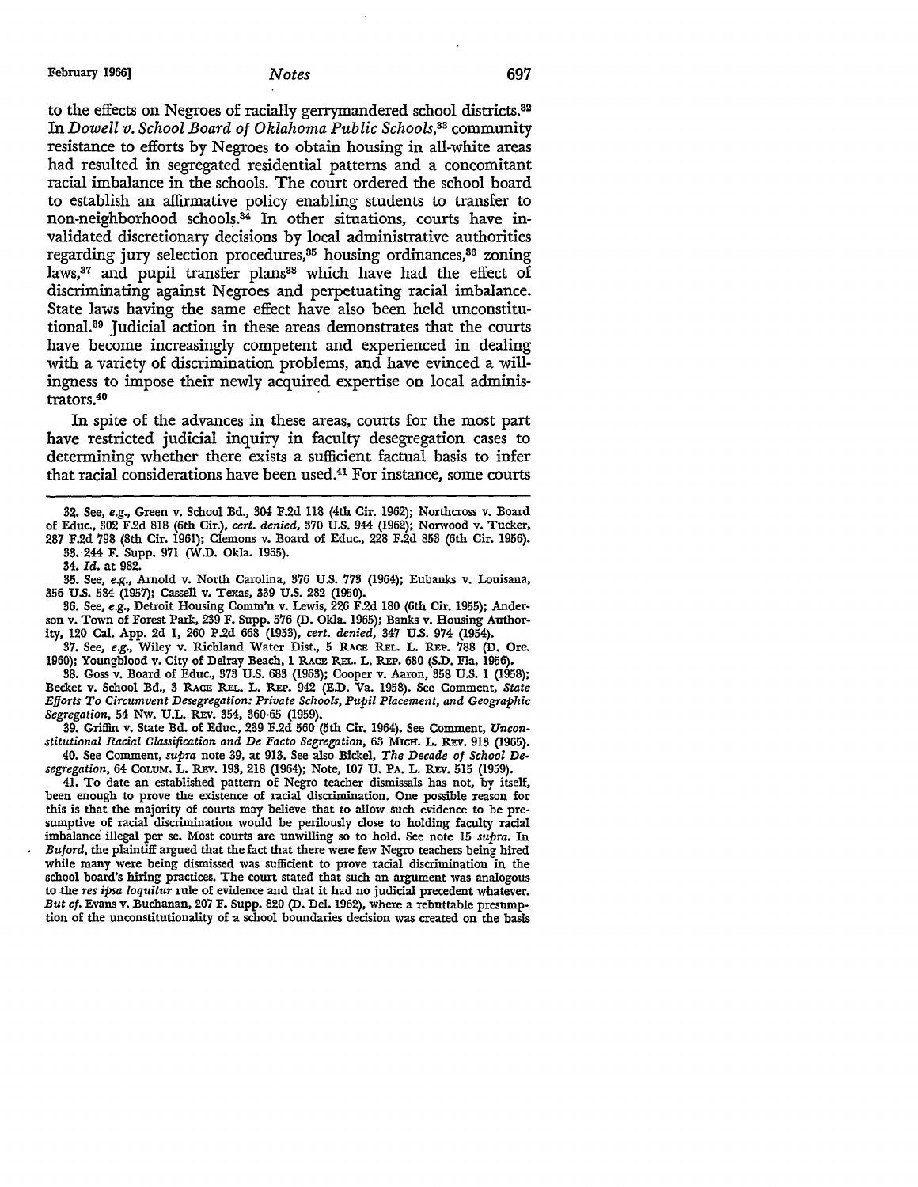to the effects on Negroes of racially gerrymandered school districts.[32] In *Dowell v. School Board of Oklahoma Public Schools*,[33] community resistance to efforts by Negroes to obtain housing in all-white areas had resulted in segregated residential patterns and a concomitant racial imbalance in the schools. The court ordered the school board to establish an affirmative policy enabling students to transfer to non-neighborhood schools.[34] In other situations, courts have invalidated discretionary decisions by local administrative authorities regarding jury selection procedures,[35] housing ordinances,[36] zoning laws,[37] and pupil transfer plans[38] which have had the effect of discriminating against Negroes and perpetuating racial imbalance. State laws having the same effect have also been held unconstitutional.[39] Judicial action in these areas demonstrates that the courts have become increasingly competent and experienced in dealing with a variety of discrimination problems, and have evinced a willingness to impose their newly acquired expertise on local administrators.[40]

In spite of the advances in these areas, courts for the most part have restricted judicial inquiry in faculty desegregation cases to determining whether there exists a sufficient factual basis to infer that racial considerations have been used.[41] For instance, some courts

---

32. See, *e.g.*, Green v. School Bd., 304 F.2d 118 (4th Cir. 1962); Northcross v. Board of Educ., 302 F.2d 818 (6th Cir.), *cert. denied*, 370 U.S. 944 (1962); Norwood v. Tucker, 287 F.2d 798 (8th Cir. 1961); Clemons v. Board of Educ., 228 F.2d 853 (6th Cir. 1956).

33. 244 F. Supp. 971 (W.D. Okla. 1965).

34. *Id.* at 982.

35. See, *e.g.*, Arnold v. North Carolina, 376 U.S. 773 (1964); Eubanks v. Louisana, 356 U.S. 584 (1957); Cassell v. Texas, 339 U.S. 282 (1950).

36. See, *e.g.*, Detroit Housing Comm'n v. Lewis, 226 F.2d 180 (6th Cir. 1955); Anderson v. Town of Forest Park, 239 F. Supp. 576 (D. Okla. 1965); Banks v. Housing Authority, 120 Cal. App. 2d 1, 260 P.2d 668 (1953), *cert. denied*, 347 U.S. 974 (1954).

37. See, *e.g.*, Wiley v. Richland Water Dist., 5 RACE REL. L. REP. 788 (D. Ore. 1960); Youngblood v. City of Delray Beach, 1 RACE REL. L. REP. 680 (S.D. Fla. 1956).

38. Goss v. Board of Educ., 373 U.S. 683 (1963); Cooper v. Aaron, 358 U.S. 1 (1958); Becket v. School Bd., 3 RACE REL. L. REP. 942 (E.D. Va. 1958). See Comment, *State Efforts To Circumvent Desegregation: Private Schools, Pupil Placement, and Geographic Segregation*, 54 NW. U.L. REV. 354, 360-65 (1959).

39. Griffin v. State Bd. of Educ., 239 F.2d 560 (5th Cir. 1964). See Comment, *Unconstitutional Racial Classification and De Facto Segregation*, 63 MICH. L. REV. 913 (1965).

40. See Comment, *supra* note 39, at 913. See also Bickel, *The Decade of School Desegregation*, 64 COLUM. L. REV. 193, 218 (1964); Note, 107 U. PA. L. REV. 515 (1959).

41. To date an established pattern of Negro teacher dismissals has not, by itself, been enough to prove the existence of racial discrimination. One possible reason for this is that the majority of courts may believe that to allow such evidence to be presumptive of racial discrimination would be perilously close to holding faculty racial imbalance illegal per se. Most courts are unwilling so to hold. See note 15 *supra*. In *Buford*, the plaintiff argued that the fact that there were few Negro teachers being hired while many were being dismissed was sufficient to prove racial discrimination in the school board's hiring practices. The court stated that such an argument was analogous to the *res ipsa loquitur* rule of evidence and that it had no judicial precedent whatever. *But cf.* Evans v. Buchanan, 207 F. Supp. 820 (D. Del. 1962), where a rebuttable presumption of the unconstitutionality of a school boundaries decision was created on the basis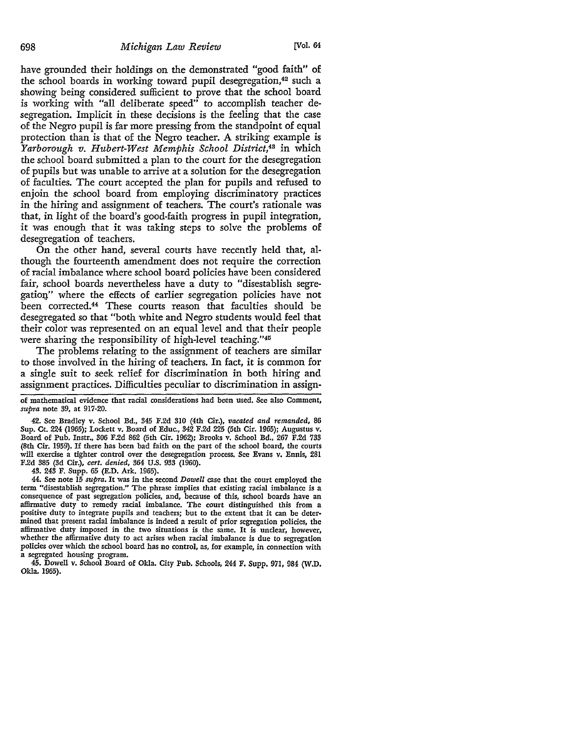have grounded their holdings on the demonstrated "good faith" of the school boards in working toward pupil desegregation,[42] such a showing being considered sufficient to prove that the school board is working with "all deliberate speed" to accomplish teacher desegregation. Implicit in these decisions is the feeling that the case of the Negro pupil is far more pressing from the standpoint of equal protection than is that of the Negro teacher. A striking example is *Yarborough v. Hubert-West Memphis School District*,[43] in which the school board submitted a plan to the court for the desegregation of pupils but was unable to arrive at a solution for the desegregation of faculties. The court accepted the plan for pupils and refused to enjoin the school board from employing discriminatory practices in the hiring and assignment of teachers. The court's rationale was that, in light of the board's good-faith progress in pupil integration, it was enough that it was taking steps to solve the problems of desegregation of teachers.

On the other hand, several courts have recently held that, although the fourteenth amendment does not require the correction of racial imbalance where school board policies have been considered fair, school boards nevertheless have a duty to "disestablish segregation" where the effects of earlier segregation policies have not been corrected.[44] These courts reason that faculties should be desegregated so that "both white and Negro students would feel that their color was represented on an equal level and that their people were sharing the responsibility of high-level teaching."[45]

The problems relating to the assignment of teachers are similar to those involved in the hiring of teachers. In fact, it is common for a single suit to seek relief for discrimination in both hiring and assignment practices. Difficulties peculiar to discrimination in assign-

---

of mathematical evidence that racial considerations had been used. See also Comment, *supra* note 39, at 917-20.

42. See Bradley v. School Bd., 345 F.2d 310 (4th Cir.), *vacated and remanded*, 86 Sup. Ct. 224 (1965); Lockett v. Board of Educ., 342 F.2d 225 (5th Cir. 1965); Augustus v. Board of Pub. Instr., 306 F.2d 862 (5th Cir. 1962); Brooks v. School Bd., 267 F.2d 733 (8th Cir. 1959). If there has been bad faith on the part of the school board, the courts will exercise a tighter control over the desegregation process. See Evans v. Ennis, 281 F.2d 385 (3d Cir.), *cert. denied*, 364 U.S. 933 (1960).

43. 243 F. Supp. 65 (E.D. Ark. 1965).

44. See note 15 *supra*. It was in the second *Dowell* case that the court employed the term "disestablish segregation." The phrase implies that existing racial imbalance is a consequence of past segregation policies, and, because of this, school boards have an affirmative duty to remedy racial imbalance. The court distinguished this from a positive duty to integrate pupils and teachers; but to the extent that it can be determined that present racial imbalance is indeed a result of prior segregation policies, the affirmative duty imposed in the two situations is the same. It is unclear, however, whether the affirmative duty to act arises when racial imbalance is due to segregation policies over which the school board has no control, as, for example, in connection with a segregated housing program.

45. Dowell v. School Board of Okla. City Pub. Schools, 244 F. Supp. 971, 984 (W.D. Okla. 1965).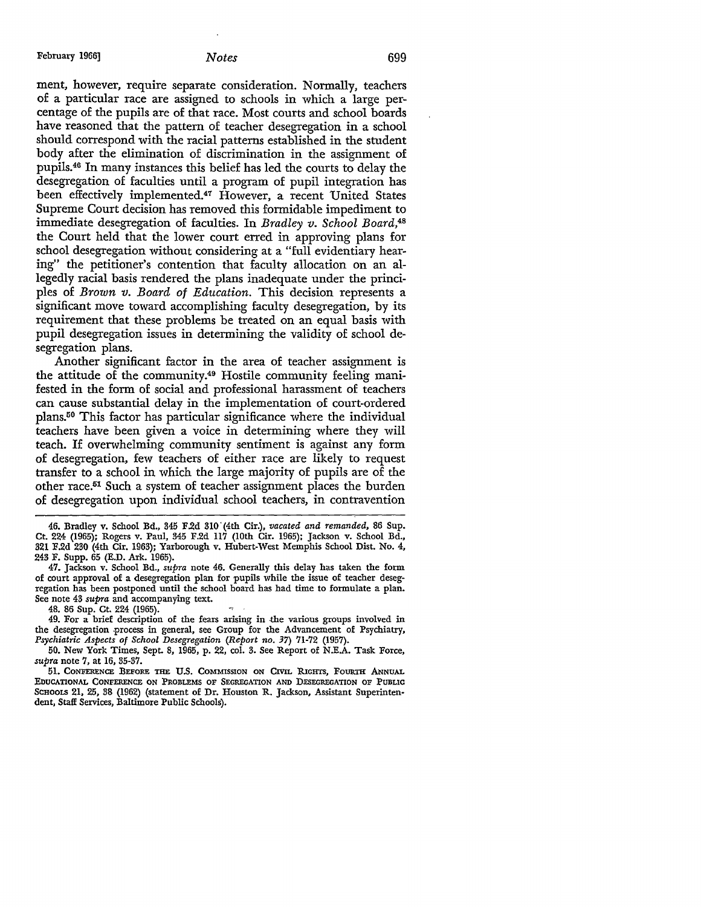ment, however, require separate consideration. Normally, teachers of a particular race are assigned to schools in which a large percentage of the pupils are of that race. Most courts and school boards have reasoned that the pattern of teacher desegregation in a school should correspond with the racial patterns established in the student body after the elimination of discrimination in the assignment of pupils.[46] In many instances this belief has led the courts to delay the desegregation of faculties until a program of pupil integration has been effectively implemented.[47] However, a recent United States Supreme Court decision has removed this formidable impediment to immediate desegregation of faculties. In *Bradley v. School Board*,[48] the Court held that the lower court erred in approving plans for school desegregation without considering at a "full evidentiary hearing" the petitioner's contention that faculty allocation on an allegedly racial basis rendered the plans inadequate under the principles of *Brown v. Board of Education*. This decision represents a significant move toward accomplishing faculty desegregation, by its requirement that these problems be treated on an equal basis with pupil desegregation issues in determining the validity of school desegregation plans.

Another significant factor in the area of teacher assignment is the attitude of the community.[49] Hostile community feeling manifested in the form of social and professional harassment of teachers can cause substantial delay in the implementation of court-ordered plans.[50] This factor has particular significance where the individual teachers have been given a voice in determining where they will teach. If overwhelming community sentiment is against any form of desegregation, few teachers of either race are likely to request transfer to a school in which the large majority of pupils are of the other race.[51] Such a system of teacher assignment places the burden of desegregation upon individual school teachers, in contravention

---

46. Bradley v. School Bd., 345 F.2d 310 (4th Cir.), *vacated and remanded*, 86 Sup. Ct. 224 (1965); Rogers v. Paul, 345 F.2d 117 (10th Cir. 1965); Jackson v. School Bd., 321 F.2d 230 (4th Cir. 1963); Yarborough v. Hubert-West Memphis School Dist. No. 4, 243 F. Supp. 65 (E.D. Ark. 1965).

47. Jackson v. School Bd., *supra* note 46. Generally this delay has taken the form of court approval of a desegregation plan for pupils while the issue of teacher desegregation has been postponed until the school board has had time to formulate a plan. See note 43 *supra* and accompanying text.

48. 86 Sup. Ct. 224 (1965).

49. For a brief description of the fears arising in the various groups involved in the desegregation process in general, see Group for the Advancement of Psychiatry, *Psychiatric Aspects of School Desegregation (Report no. 37)* 71-72 (1957).

50. New York Times, Sept. 8, 1965, p. 22, col. 3. See Report of N.E.A. Task Force, *supra* note 7, at 16, 35-37.

51. Conference Before the U.S. Commission on Civil Rights, Fourth Annual Educational Conference on Problems of Segregation and Desegregation of Public Schools 21, 25, 38 (1962) (statement of Dr. Houston R. Jackson, Assistant Superintendent, Staff Services, Baltimore Public Schools).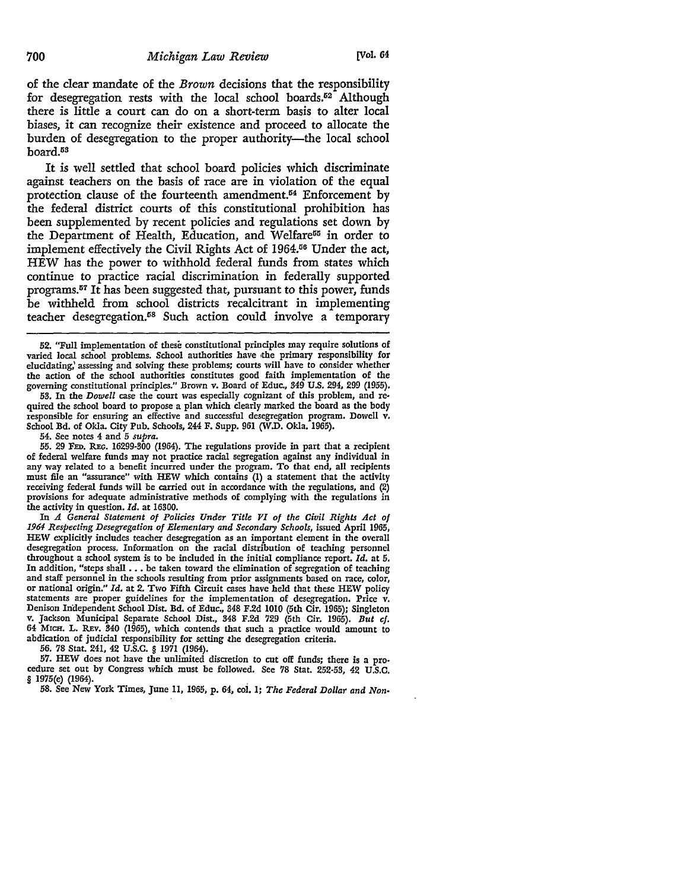of the clear mandate of the *Brown* decisions that the responsibility for desegregation rests with the local school boards.[52] Although there is little a court can do on a short-term basis to alter local biases, it can recognize their existence and proceed to allocate the burden of desegregation to the proper authority—the local school board.[53]

It is well settled that school board policies which discriminate against teachers on the basis of race are in violation of the equal protection clause of the fourteenth amendment.[54] Enforcement by the federal district courts of this constitutional prohibition has been supplemented by recent policies and regulations set down by the Department of Health, Education, and Welfare[55] in order to implement effectively the Civil Rights Act of 1964.[56] Under the act, HEW has the power to withhold federal funds from states which continue to practice racial discrimination in federally supported programs.[57] It has been suggested that, pursuant to this power, funds be withheld from school districts recalcitrant in implementing teacher desegregation.[58] Such action could involve a temporary

---

52. "Full implementation of these constitutional principles may require solutions of varied local school problems. School authorities have the primary responsibility for elucidating, assessing and solving these problems; courts will have to consider whether the action of the school authorities constitutes good faith implementation of the governing constitutional principles." Brown v. Board of Educ., 349 U.S. 294, 299 (1955).

53. In the *Dowell* case the court was especially cognizant of this problem, and required the school board to propose a plan which clearly marked the board as the body responsible for ensuring an effective and successful desegregation program. Dowell v. School Bd. of Okla. City Pub. Schools, 244 F. Supp. 961 (W.D. Okla. 1965).

54. See notes 4 and 5 *supra*.

55. 29 FED. REG. 16299-300 (1964). The regulations provide in part that a recipient of federal welfare funds may not practice racial segregation against any individual in any way related to a benefit incurred under the program. To that end, all recipients must file an "assurance" with HEW which contains (1) a statement that the activity receiving federal funds will be carried out in accordance with the regulations, and (2) provisions for adequate administrative methods of complying with the regulations in the activity in question. *Id.* at 16300.

In *A General Statement of Policies Under Title VI of the Civil Rights Act of 1964 Respecting Desegregation of Elementary and Secondary Schools*, issued April 1965, HEW explicitly includes teacher desegregation as an important element in the overall desegregation process. Information on the racial distribution of teaching personnel throughout a school system is to be included in the initial compliance report. *Id.* at 5. In addition, "steps shall . . . be taken toward the elimination of segregation of teaching and staff personnel in the schools resulting from prior assignments based on race, color, or national origin." *Id.* at 2. Two Fifth Circuit cases have held that these HEW policy statements are proper guidelines for the implementation of desegregation. Price v. Denison Independent School Dist. Bd. of Educ., 348 F.2d 1010 (5th Cir. 1965); Singleton v. Jackson Municipal Separate School Dist., 348 F.2d 729 (5th Cir. 1965). *But cf.* 64 MICH. L. REV. 340 (1965), which contends that such a practice would amount to abdication of judicial responsibility for setting the desegregation criteria.

56. 78 Stat. 241, 42 U.S.C. § 1971 (1964).

57. HEW does not have the unlimited discretion to cut off funds; there is a procedure set out by Congress which must be followed. See 78 Stat. 252-53, 42 U.S.C. § 1975(e) (1964).

58. See New York Times, June 11, 1965, p. 64, col. 1; *The Federal Dollar and Non-*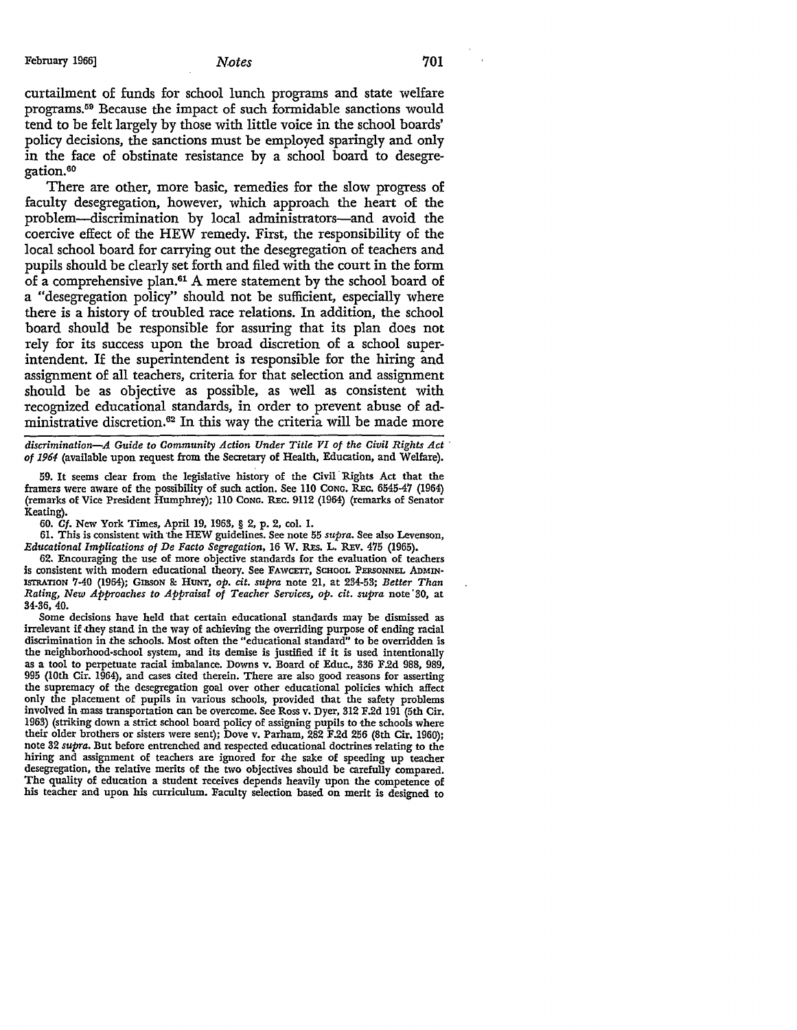curtailment of funds for school lunch programs and state welfare programs.[59] Because the impact of such formidable sanctions would tend to be felt largely by those with little voice in the school boards' policy decisions, the sanctions must be employed sparingly and only in the face of obstinate resistance by a school board to desegregation.[60]

There are other, more basic, remedies for the slow progress of faculty desegregation, however, which approach the heart of the problem—discrimination by local administrators—and avoid the coercive effect of the HEW remedy. First, the responsibility of the local school board for carrying out the desegregation of teachers and pupils should be clearly set forth and filed with the court in the form of a comprehensive plan.[61] A mere statement by the school board of a "desegregation policy" should not be sufficient, especially where there is a history of troubled race relations. In addition, the school board should be responsible for assuring that its plan does not rely for its success upon the broad discretion of a school superintendent. If the superintendent is responsible for the hiring and assignment of all teachers, criteria for that selection and assignment should be as objective as possible, as well as consistent with recognized educational standards, in order to prevent abuse of administrative discretion.[62] In this way the criteria will be made more

---

*discrimination—A Guide to Community Action Under Title VI of the Civil Rights Act of 1964* (available upon request from the Secretary of Health, Education, and Welfare).

59. It seems clear from the legislative history of the Civil Rights Act that the framers were aware of the possibility of such action. See 110 CONG. REC. 6545-47 (1964) (remarks of Vice President Humphrey); 110 CONG. REC. 9112 (1964) (remarks of Senator Keating).

60. *Cf.* New York Times, April 19, 1963, § 2, p. 2, col. 1.

61. This is consistent with the HEW guidelines. See note 55 *supra*. See also Levenson, *Educational Implications of De Facto Segregation*, 16 W. RES. L. REV. 475 (1965).

62. Encouraging the use of more objective standards for the evaluation of teachers is consistent with modern educational theory. See FAWCETT, SCHOOL PERSONNEL ADMINISTRATION 7-40 (1964); GIBSON & HUNT, *op. cit. supra* note 21, at 234-53; *Better Than Rating, New Approaches to Appraisal of Teacher Services, op. cit. supra* note 30, at 34-36, 40.

Some decisions have held that certain educational standards may be dismissed as irrelevant if they stand in the way of achieving the overriding purpose of ending racial discrimination in the schools. Most often the "educational standard" to be overridden is the neighborhood-school system, and its demise is justified if it is used intentionally as a tool to perpetuate racial imbalance. Downs v. Board of Educ., 336 F.2d 988, 989, 995 (10th Cir. 1964), and cases cited therein. There are also good reasons for asserting the supremacy of the desegregation goal over other educational policies which affect only the placement of pupils in various schools, provided that the safety problems involved in mass transportation can be overcome. See Ross v. Dyer, 312 F.2d 191 (5th Cir. 1963) (striking down a strict school board policy of assigning pupils to the schools where their older brothers or sisters were sent); Dove v. Parham, 282 F.2d 256 (8th Cir. 1960); note 32 *supra*. But before entrenched and respected educational doctrines relating to the hiring and assignment of teachers are ignored for the sake of speeding up teacher desegregation, the relative merits of the two objectives should be carefully compared. The quality of education a student receives depends heavily upon the competence of his teacher and upon his curriculum. Faculty selection based on merit is designed to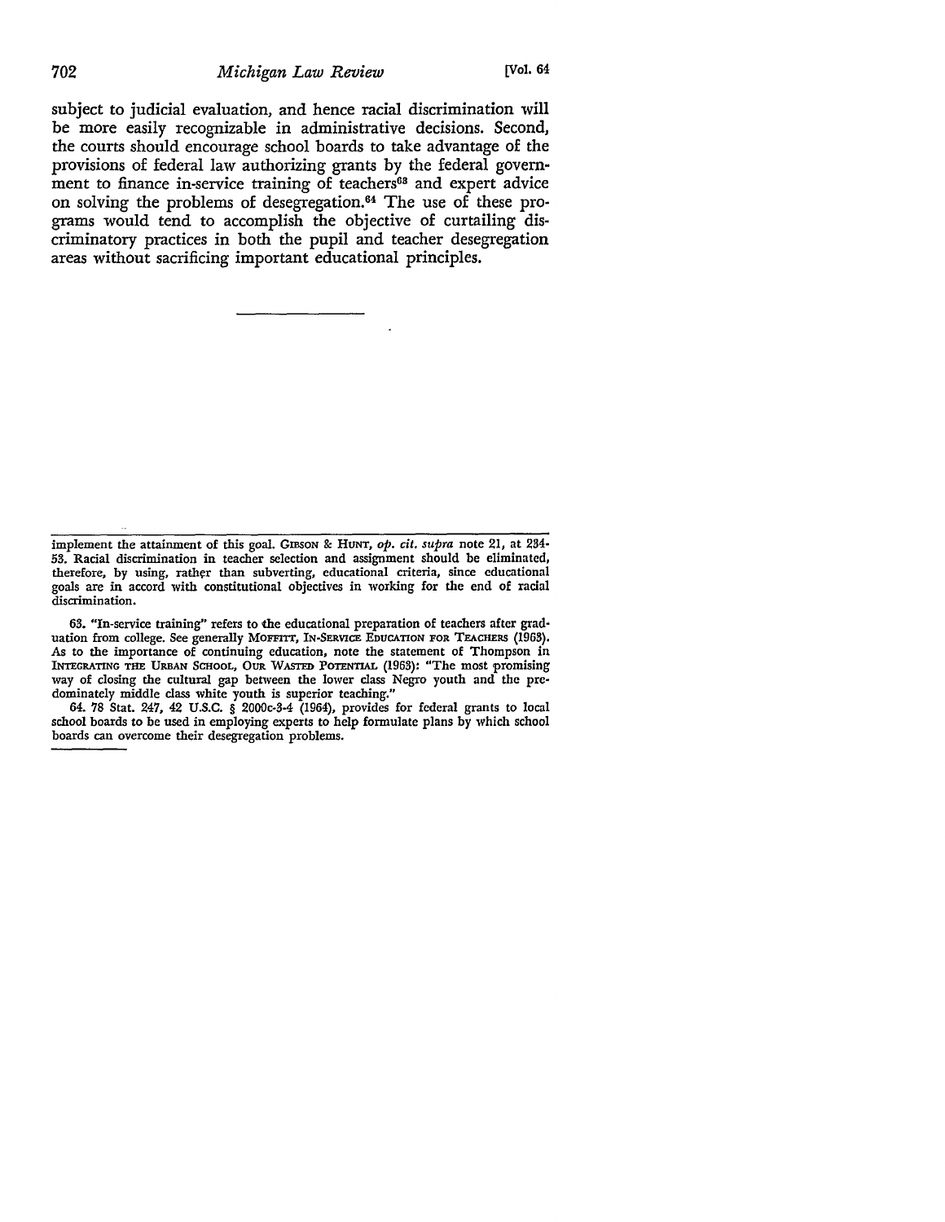subject to judicial evaluation, and hence racial discrimination will be more easily recognizable in administrative decisions. Second, the courts should encourage school boards to take advantage of the provisions of federal law authorizing grants by the federal government to finance in-service training of teachers[63] and expert advice on solving the problems of desegregation.[64] The use of these programs would tend to accomplish the objective of curtailing discriminatory practices in both the pupil and teacher desegregation areas without sacrificing important educational principles.

---

implement the attainment of this goal. GIBSON & HUNT, *op. cit. supra* note 21, at 234-53. Racial discrimination in teacher selection and assignment should be eliminated, therefore, by using, rather than subverting, educational criteria, since educational goals are in accord with constitutional objectives in working for the end of racial discrimination.

63. "In-service training" refers to the educational preparation of teachers after graduation from college. See generally MOFFITT, IN-SERVICE EDUCATION FOR TEACHERS (1963). As to the importance of continuing education, note the statement of Thompson in INTEGRATING THE URBAN SCHOOL, OUR WASTED POTENTIAL (1963): "The most promising way of closing the cultural gap between the lower class Negro youth and the predominately middle class white youth is superior teaching."

64. 78 Stat. 247, 42 U.S.C. § 2000c-3-4 (1964), provides for federal grants to local school boards to be used in employing experts to help formulate plans by which school boards can overcome their desegregation problems.